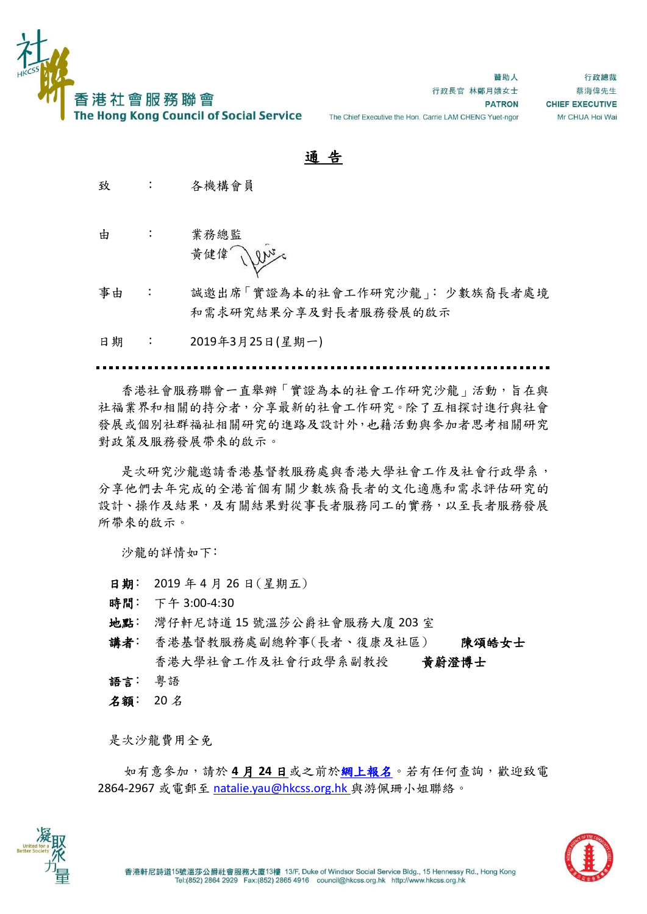香港社會服務聯會
The Hong Kong Council of Social Service

贊助人
行政長官 林鄭月娥女士
PATRON
The Chief Executive the Hon. Carrie LAM CHENG Yuet-ngor

行政總裁
蔡海偉先生
CHIEF EXECUTIVE
Mr CHUA Hoi Wai

# **通 告**

致　：　各機構會員

由　：　業務總監
　　　　黃健偉

事由　：　誠邀出席「實證為本的社會工作研究沙龍」：少數族裔長者處境和需求研究結果分享及對長者服務發展的啟示

日期　：　2019年3月25日(星期一)

---

香港社會服務聯會一直舉辦「實證為本的社會工作研究沙龍」活動，旨在與社福業界和相關的持分者，分享最新的社會工作研究。除了互相探討進行與社會發展或個別社群福祉相關研究的進路及設計外，也藉活動與參加者思考相關研究對政策及服務發展帶來的啟示。

是次研究沙龍邀請香港基督教服務處與香港大學社會工作及社會行政學系，分享他們去年完成的全港首個有關少數族裔長者的文化適應和需求評估研究的設計、操作及結果，及有關結果對從事長者服務同工的實務，以至長者服務發展所帶來的啟示。

沙龍的詳情如下：

**日期**： 2019 年 4 月 26 日(星期五)
**時間**： 下午 3:00-4:30
**地點**： 灣仔軒尼詩道 15 號溫莎公爵社會服務大廈 203 室
**講者**： 香港基督教服務處副總幹事(長者、復康及社區)　**陳頌皓女士**
　　　　香港大學社會工作及社會行政學系副教授　**黃蔚澄博士**
**語言**： 粵語
**名額**： 20 名

是次沙龍費用全免

如有意參加，請於 **4 月 24 日**或之前於**網上報名**。若有任何查詢，歡迎致電 2864-2967 或電郵至 natalie.yau@hkcss.org.hk 與游佩珊小姐聯絡。

香港軒尼詩道15號溫莎公爵社會服務大廈13樓 13/F, Duke of Windsor Social Service Bldg., 15 Hennessy Rd., Hong Kong
Tel:(852) 2864 2929 Fax:(852) 2865 4916 council@hkcss.org.hk http://www.hkcss.org.hk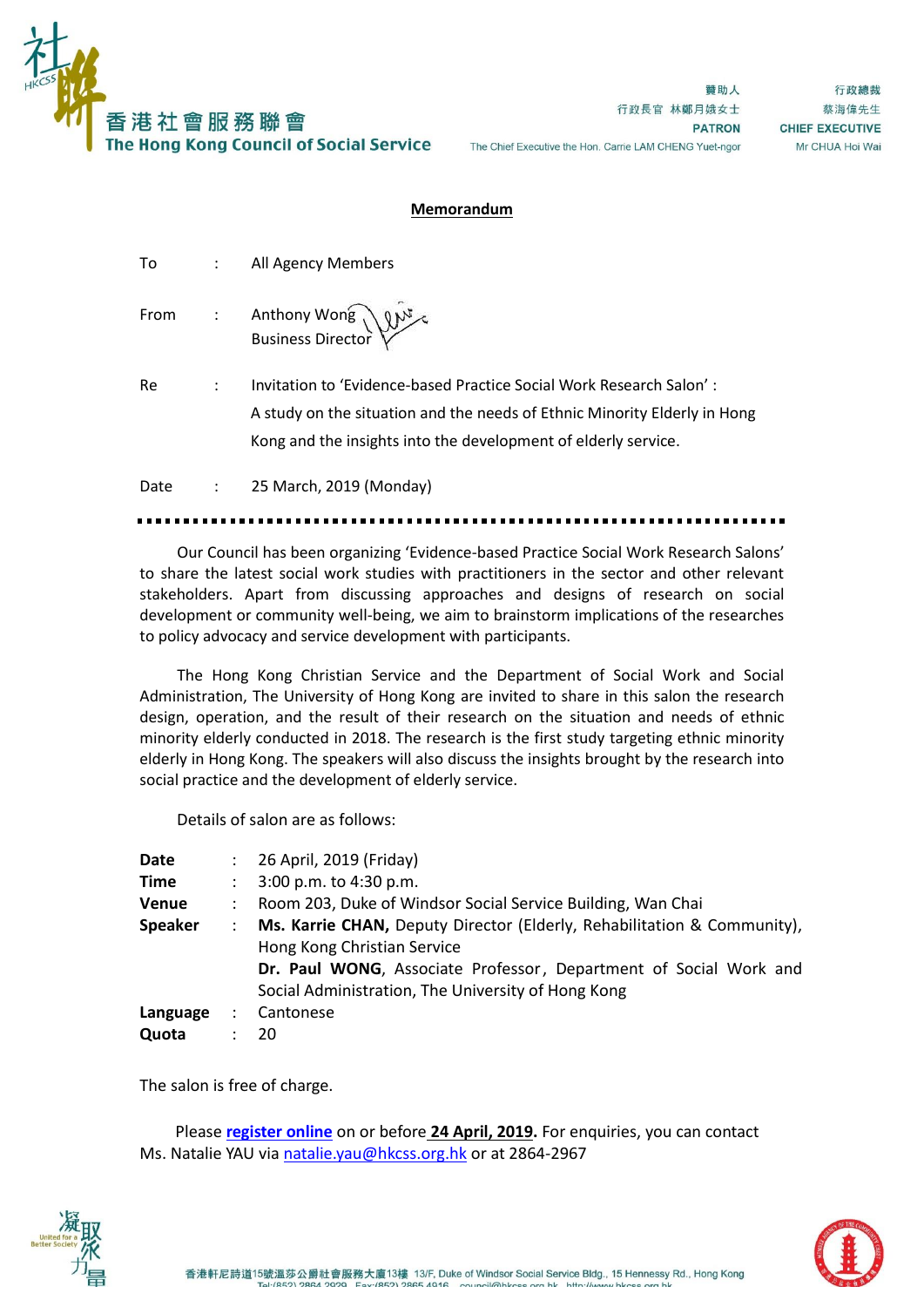香港社會服務聯會
The Hong Kong Council of Social Service

贊助人
行政長官 林鄭月娥女士
**PATRON**
The Chief Executive the Hon. Carrie LAM CHENG Yuet-ngor

行政總裁
蔡海偉先生
**CHIEF EXECUTIVE**
Mr CHUA Hoi Wai

## Memorandum

| | | |
|---|---|---|
| To | : | All Agency Members |
| From | : | Anthony Wong<br>Business Director |
| Re | : | Invitation to 'Evidence-based Practice Social Work Research Salon' : A study on the situation and the needs of Ethnic Minority Elderly in Hong Kong and the insights into the development of elderly service. |
| Date | : | 25 March, 2019 (Monday) |

Our Council has been organizing 'Evidence-based Practice Social Work Research Salons' to share the latest social work studies with practitioners in the sector and other relevant stakeholders. Apart from discussing approaches and designs of research on social development or community well-being, we aim to brainstorm implications of the researches to policy advocacy and service development with participants.

The Hong Kong Christian Service and the Department of Social Work and Social Administration, The University of Hong Kong are invited to share in this salon the research design, operation, and the result of their research on the situation and needs of ethnic minority elderly conducted in 2018. The research is the first study targeting ethnic minority elderly in Hong Kong. The speakers will also discuss the insights brought by the research into social practice and the development of elderly service.

Details of salon are as follows:

| | | |
|---|---|---|
| **Date** | : | 26 April, 2019 (Friday) |
| **Time** | : | 3:00 p.m. to 4:30 p.m. |
| **Venue** | : | Room 203, Duke of Windsor Social Service Building, Wan Chai |
| **Speaker** | : | **Ms. Karrie CHAN,** Deputy Director (Elderly, Rehabilitation & Community), Hong Kong Christian Service<br>**Dr. Paul WONG**, Associate Professor, Department of Social Work and Social Administration, The University of Hong Kong |
| **Language** | : | Cantonese |
| **Quota** | : | 20 |

The salon is free of charge.

Please **register online** on or before **24 April, 2019.** For enquiries, you can contact Ms. Natalie YAU via natalie.yau@hkcss.org.hk or at 2864-2967